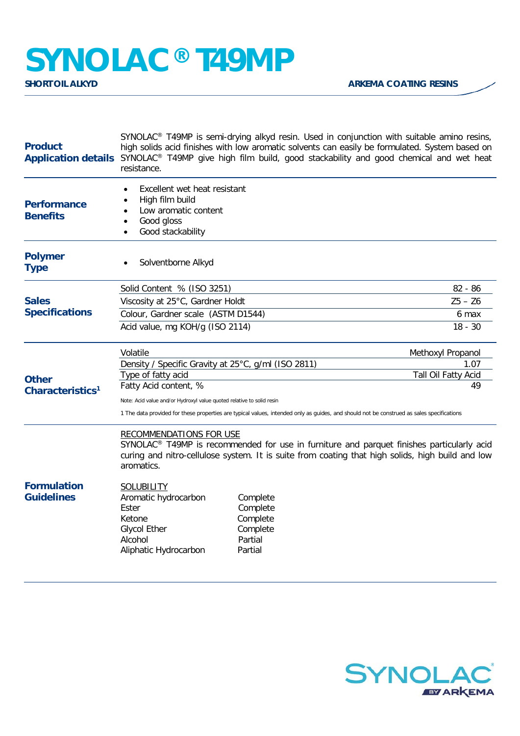# SYNOLAC® T49MP

**SHORT OIL ALKYD** — **ARKEMA COATING RESINS**

## Product Application details

SYNOLAC® T49MP is semi-drying alkyd resin. Used in conjunction with suitable amino resins, high solids acid finishes with low aromatic solvents can easily be formulated. System based on SYNOLAC® T49MP give high film build, good stackability and good chemical and wet heat resistance.

## Performance Benefits

- Excellent wet heat resistant
- High film build
- Low aromatic content
- Good gloss
- Good stackability

## Polymer Type

- Solventborne Alkyd

## Sales Specifications

| Property | Value |
| --- | --- |
| Solid Content % (ISO 3251) | 82 - 86 |
| Viscosity at 25°C, Gardner Holdt | Z5 – Z6 |
| Colour, Gardner scale (ASTM D1544) | 6 max |
| Acid value, mg KOH/g (ISO 2114) | 18 - 30 |

## Other Characteristics[1]

| Property | Value |
| --- | --- |
| Volatile | Methoxyl Propanol |
| Density / Specific Gravity at 25°C, g/ml (ISO 2811) | 1.07 |
| Type of fatty acid | Tall Oil Fatty Acid |
| Fatty Acid content, % | 49 |

Note: Acid value and/or Hydroxyl value quoted relative to solid resin

1 The data provided for these properties are typical values, intended only as guides, and should not be construed as sales specifications

## Formulation Guidelines

RECOMMENDATIONS FOR USE

SYNOLAC® T49MP is recommended for use in furniture and parquet finishes particularly acid curing and nitro-cellulose system. It is suite from coating that high solids, high build and low aromatics.

SOLUBILITY

| Solvent | Solubility |
| --- | --- |
| Aromatic hydrocarbon | Complete |
| Ester | Complete |
| Ketone | Complete |
| Glycol Ether | Complete |
| Alcohol | Partial |
| Aliphatic Hydrocarbon | Partial |

SYNOLAC BY ARKEMA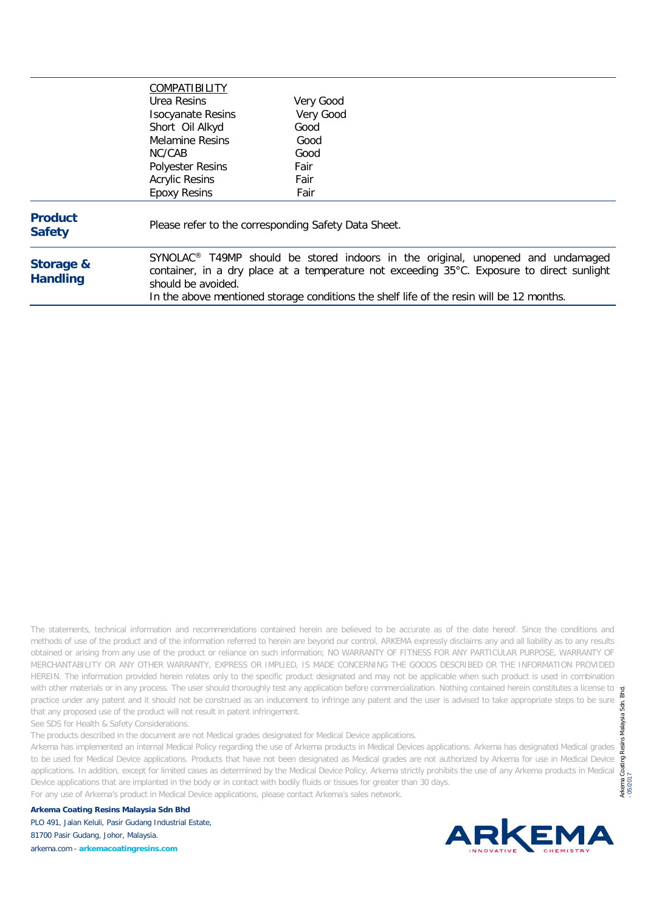COMPATIBILITY

| | |
|---|---|
| Urea Resins | Very Good |
| Isocyanate Resins | Very Good |
| Short Oil Alkyd | Good |
| Melamine Resins | Good |
| NC/CAB | Good |
| Polyester Resins | Fair |
| Acrylic Resins | Fair |
| Epoxy Resins | Fair |

## Product Safety

Please refer to the corresponding Safety Data Sheet.

## Storage & Handling

SYNOLAC® T49MP should be stored indoors in the original, unopened and undamaged container, in a dry place at a temperature not exceeding 35°C. Exposure to direct sunlight should be avoided.
In the above mentioned storage conditions the shelf life of the resin will be 12 months.

The statements, technical information and recommendations contained herein are believed to be accurate as of the date hereof. Since the conditions and methods of use of the product and of the information referred to herein are beyond our control, ARKEMA expressly disclaims any and all liability as to any results obtained or arising from any use of the product or reliance on such information; NO WARRANTY OF FITNESS FOR ANY PARTICULAR PURPOSE, WARRANTY OF MERCHANTABILITY OR ANY OTHER WARRANTY, EXPRESS OR IMPLIED, IS MADE CONCERNING THE GOODS DESCRIBED OR THE INFORMATION PROVIDED HEREIN. The information provided herein relates only to the specific product designated and may not be applicable when such product is used in combination with other materials or in any process. The user should thoroughly test any application before commercialization. Nothing contained herein constitutes a license to practice under any patent and it should not be construed as an inducement to infringe any patent and the user is advised to take appropriate steps to be sure that any proposed use of the product will not result in patent infringement.
See SDS for Health & Safety Considerations.
The products described in the document are not Medical grades designated for Medical Device applications.
Arkema has implemented an internal Medical Policy regarding the use of Arkema products in Medical Devices applications. Arkema has designated Medical grades to be used for Medical Device applications. Products that have not been designated as Medical grades are not authorized by Arkema for use in Medical Device applications. In addition, except for limited cases as determined by the Medical Device Policy, Arkema strictly prohibits the use of any Arkema products in Medical Device applications that are implanted in the body or in contact with bodily fluids or tissues for greater than 30 days.
For any use of Arkema's product in Medical Device applications, please contact Arkema's sales network.

Arkema Coating Resins Malaysia Sdn. Bhd. - 05/2017

**Arkema Coating Resins Malaysia Sdn Bhd**
PLO 491, Jalan Keluli, Pasir Gudang Industrial Estate,
81700 Pasir Gudang, Johor, Malaysia.
arkema.com - **arkemacoatingresins.com**

ARKEMA INNOVATIVE CHEMISTRY